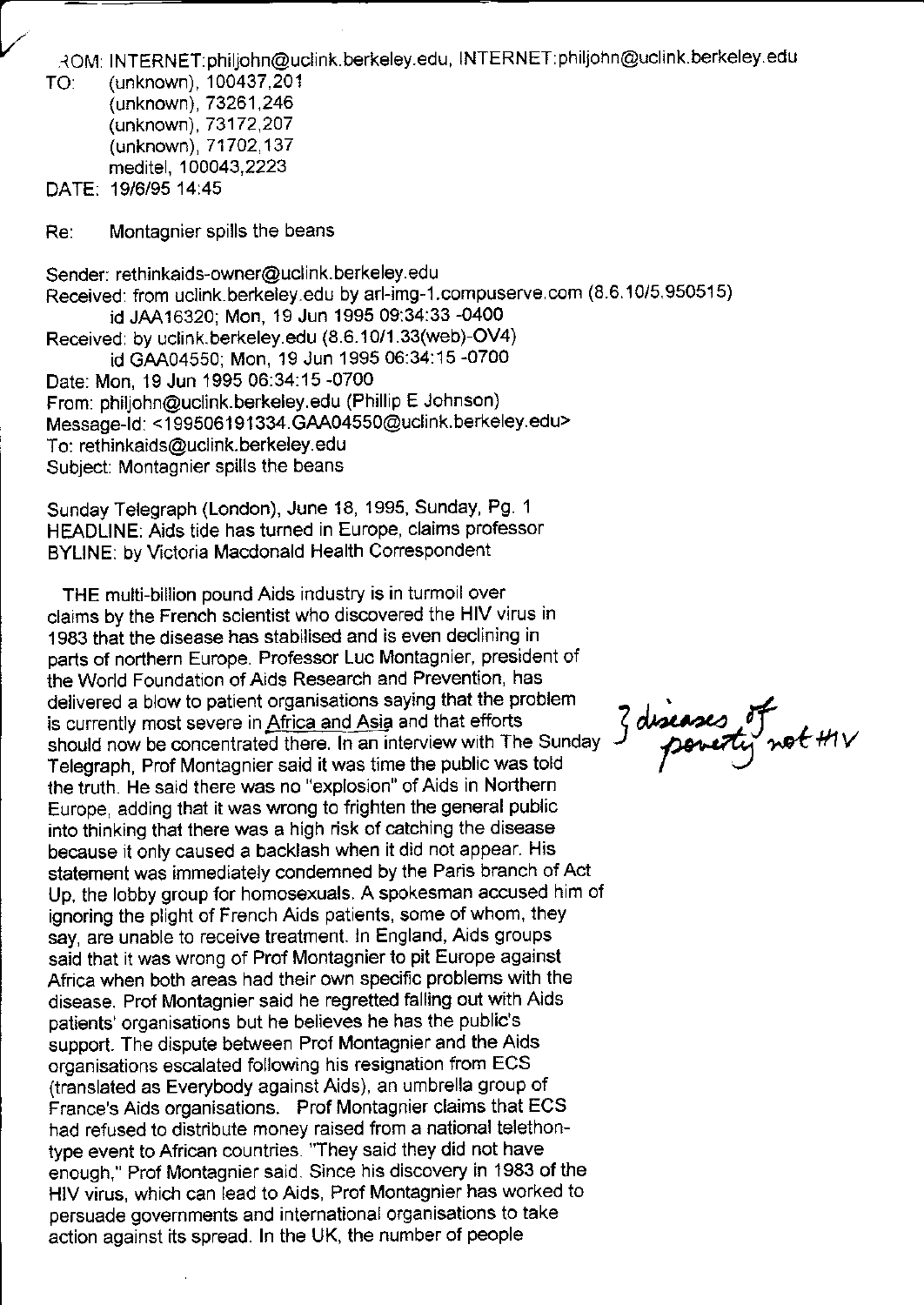FROM: INTERNET:philjohn@uclink.berkeley.edu, INTERNET:philjohn@uclink.berkeley.edu
TO: (unknown), 100437,201
(unknown), 73261,246
(unknown), 73172,207
(unknown), 71702,137
meditel, 100043,2223
DATE: 19/6/95 14:45

Re: Montagnier spills the beans

Sender: rethinkaids-owner@uclink.berkeley.edu
Received: from uclink.berkeley.edu by arl-img-1.compuserve.com (8.6.10/5.950515)
id JAA16320; Mon, 19 Jun 1995 09:34:33 -0400
Received: by uclink.berkeley.edu (8.6.10/1.33(web)-OV4)
id GAA04550; Mon, 19 Jun 1995 06:34:15 -0700
Date: Mon, 19 Jun 1995 06:34:15 -0700
From: philjohn@uclink.berkeley.edu (Phillip E Johnson)
Message-Id: <199506191334.GAA04550@uclink.berkeley.edu>
To: rethinkaids@uclink.berkeley.edu
Subject: Montagnier spills the beans

Sunday Telegraph (London), June 18, 1995, Sunday, Pg. 1
HEADLINE: Aids tide has turned in Europe, claims professor
BYLINE: by Victoria Macdonald Health Correspondent

THE multi-billion pound Aids industry is in turmoil over claims by the French scientist who discovered the HIV virus in 1983 that the disease has stabilised and is even declining in parts of northern Europe. Professor Luc Montagnier, president of the World Foundation of Aids Research and Prevention, has delivered a blow to patient organisations saying that the problem is currently most severe in Africa and Asia and that efforts should now be concentrated there. In an interview with The Sunday Telegraph, Prof Montagnier said it was time the public was told the truth. He said there was no "explosion" of Aids in Northern Europe, adding that it was wrong to frighten the general public into thinking that there was a high risk of catching the disease because it only caused a backlash when it did not appear. His statement was immediately condemned by the Paris branch of Act Up, the lobby group for homosexuals. A spokesman accused him of ignoring the plight of French Aids patients, some of whom, they say, are unable to receive treatment. In England, Aids groups said that it was wrong of Prof Montagnier to pit Europe against Africa when both areas had their own specific problems with the disease. Prof Montagnier said he regretted falling out with Aids patients' organisations but he believes he has the public's support. The dispute between Prof Montagnier and the Aids organisations escalated following his resignation from ECS (translated as Everybody against Aids), an umbrella group of France's Aids organisations. Prof Montagnier claims that ECS had refused to distribute money raised from a national telethon-type event to African countries. "They said they did not have enough," Prof Montagnier said. Since his discovery in 1983 of the HIV virus, which can lead to Aids, Prof Montagnier has worked to persuade governments and international organisations to take action against its spread. In the UK, the number of people

*[Handwritten margin note:] diseases of poverty not HIV*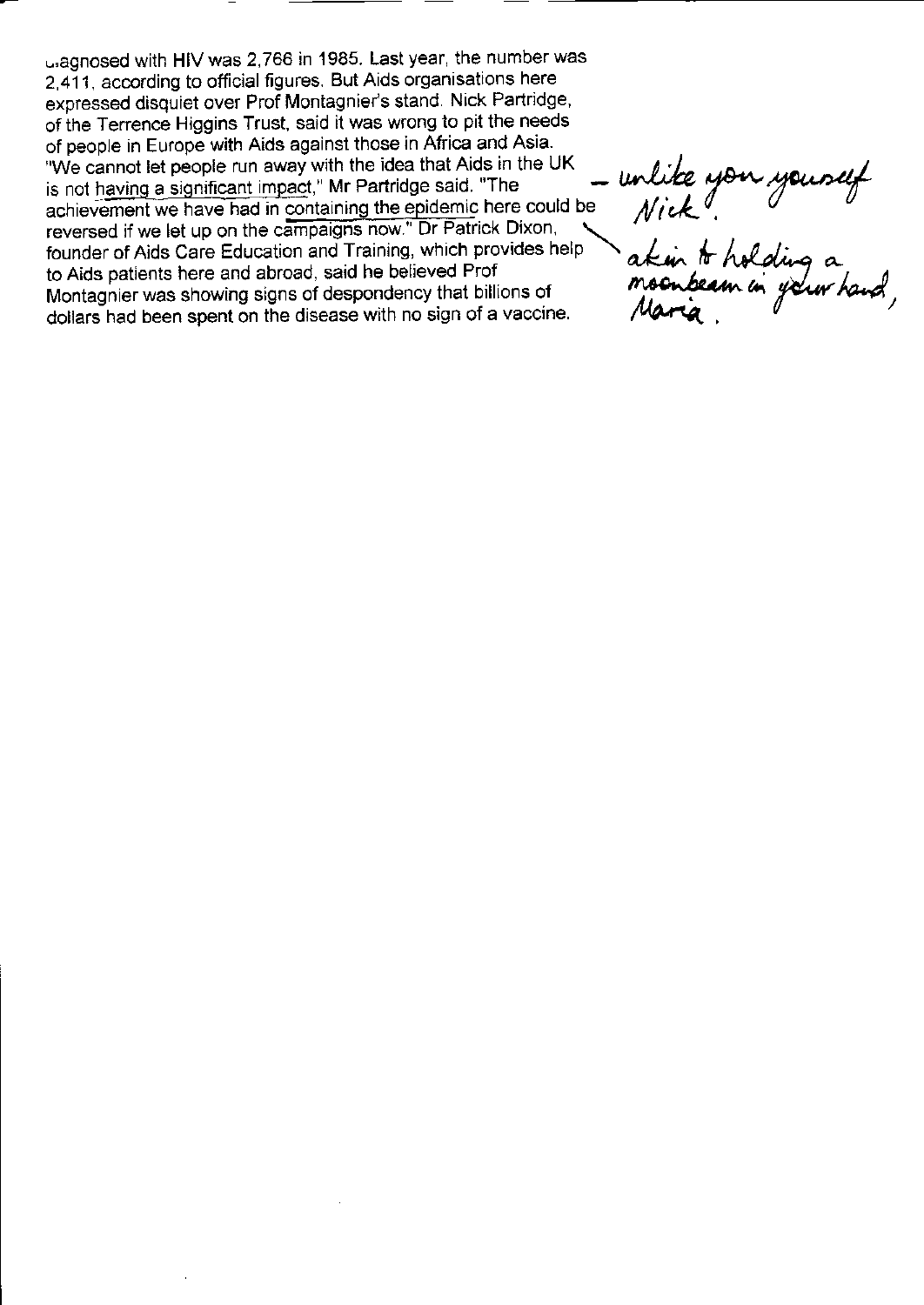diagnosed with HIV was 2,766 in 1985. Last year, the number was 2,411, according to official figures. But Aids organisations here expressed disquiet over Prof Montagnier's stand. Nick Partridge, of the Terrence Higgins Trust, said it was wrong to pit the needs of people in Europe with Aids against those in Africa and Asia. "We cannot let people run away with the idea that Aids in the UK is not having a significant impact," Mr Partridge said. "The achievement we have had in containing the epidemic here could be reversed if we let up on the campaigns now." Dr Patrick Dixon, founder of Aids Care Education and Training, which provides help to Aids patients here and abroad, said he believed Prof Montagnier was showing signs of despondency that billions of dollars had been spent on the disease with no sign of a vaccine.

*– unlike you yourself Nick!*

*akin to holding a moonbeam in your hand, Maria.*